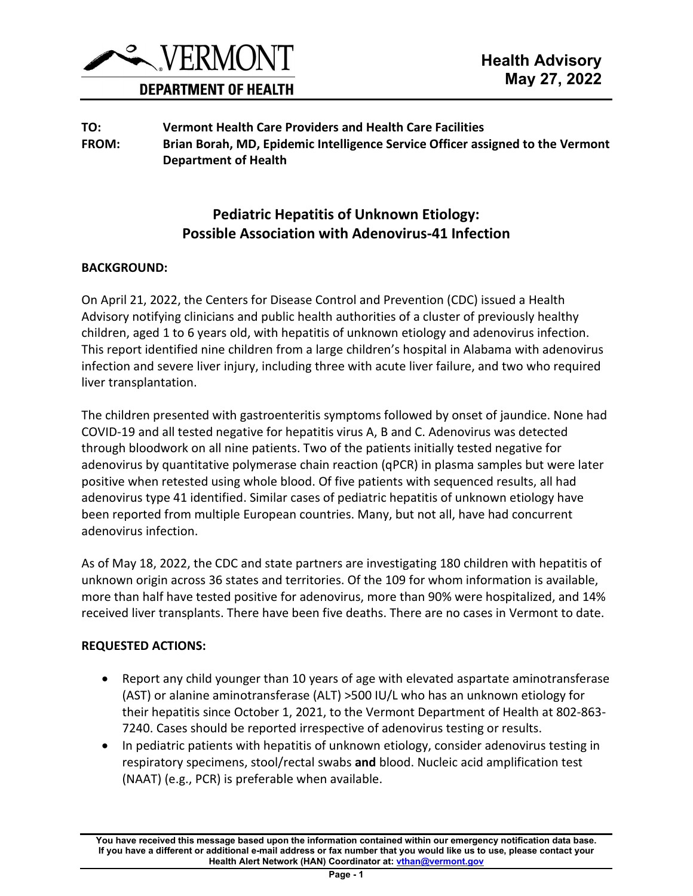VERMONT

DEPARTMENT OF HEALTH

**Health Advisory**
**May 27, 2022**

**TO:** **Vermont Health Care Providers and Health Care Facilities**

**FROM:** **Brian Borah, MD, Epidemic Intelligence Service Officer assigned to the Vermont Department of Health**

## Pediatric Hepatitis of Unknown Etiology: Possible Association with Adenovirus-41 Infection

### BACKGROUND:

On April 21, 2022, the Centers for Disease Control and Prevention (CDC) issued a Health Advisory notifying clinicians and public health authorities of a cluster of previously healthy children, aged 1 to 6 years old, with hepatitis of unknown etiology and adenovirus infection. This report identified nine children from a large children's hospital in Alabama with adenovirus infection and severe liver injury, including three with acute liver failure, and two who required liver transplantation.

The children presented with gastroenteritis symptoms followed by onset of jaundice. None had COVID-19 and all tested negative for hepatitis virus A, B and C. Adenovirus was detected through bloodwork on all nine patients. Two of the patients initially tested negative for adenovirus by quantitative polymerase chain reaction (qPCR) in plasma samples but were later positive when retested using whole blood. Of five patients with sequenced results, all had adenovirus type 41 identified. Similar cases of pediatric hepatitis of unknown etiology have been reported from multiple European countries. Many, but not all, have had concurrent adenovirus infection.

As of May 18, 2022, the CDC and state partners are investigating 180 children with hepatitis of unknown origin across 36 states and territories. Of the 109 for whom information is available, more than half have tested positive for adenovirus, more than 90% were hospitalized, and 14% received liver transplants. There have been five deaths. There are no cases in Vermont to date.

### REQUESTED ACTIONS:

- Report any child younger than 10 years of age with elevated aspartate aminotransferase (AST) or alanine aminotransferase (ALT) >500 IU/L who has an unknown etiology for their hepatitis since October 1, 2021, to the Vermont Department of Health at 802-863-7240. Cases should be reported irrespective of adenovirus testing or results.
- In pediatric patients with hepatitis of unknown etiology, consider adenovirus testing in respiratory specimens, stool/rectal swabs **and** blood. Nucleic acid amplification test (NAAT) (e.g., PCR) is preferable when available.

**You have received this message based upon the information contained within our emergency notification data base. If you have a different or additional e-mail address or fax number that you would like us to use, please contact your Health Alert Network (HAN) Coordinator at: vthan@vermont.gov**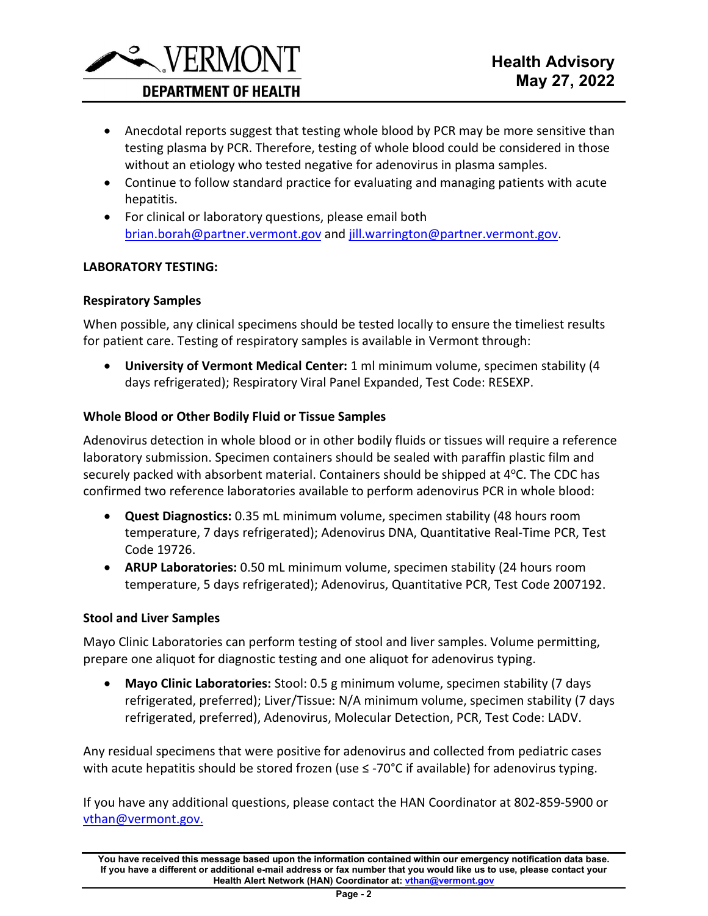- Anecdotal reports suggest that testing whole blood by PCR may be more sensitive than testing plasma by PCR. Therefore, testing of whole blood could be considered in those without an etiology who tested negative for adenovirus in plasma samples.
- Continue to follow standard practice for evaluating and managing patients with acute hepatitis.
- For clinical or laboratory questions, please email both brian.borah@partner.vermont.gov and jill.warrington@partner.vermont.gov.

**LABORATORY TESTING:**

**Respiratory Samples**

When possible, any clinical specimens should be tested locally to ensure the timeliest results for patient care. Testing of respiratory samples is available in Vermont through:

- **University of Vermont Medical Center:** 1 ml minimum volume, specimen stability (4 days refrigerated); Respiratory Viral Panel Expanded, Test Code: RESEXP.

**Whole Blood or Other Bodily Fluid or Tissue Samples**

Adenovirus detection in whole blood or in other bodily fluids or tissues will require a reference laboratory submission. Specimen containers should be sealed with paraffin plastic film and securely packed with absorbent material. Containers should be shipped at 4°C. The CDC has confirmed two reference laboratories available to perform adenovirus PCR in whole blood:

- **Quest Diagnostics:** 0.35 mL minimum volume, specimen stability (48 hours room temperature, 7 days refrigerated); Adenovirus DNA, Quantitative Real-Time PCR, Test Code 19726.
- **ARUP Laboratories:** 0.50 mL minimum volume, specimen stability (24 hours room temperature, 5 days refrigerated); Adenovirus, Quantitative PCR, Test Code 2007192.

**Stool and Liver Samples**

Mayo Clinic Laboratories can perform testing of stool and liver samples. Volume permitting, prepare one aliquot for diagnostic testing and one aliquot for adenovirus typing.

- **Mayo Clinic Laboratories:** Stool: 0.5 g minimum volume, specimen stability (7 days refrigerated, preferred); Liver/Tissue: N/A minimum volume, specimen stability (7 days refrigerated, preferred), Adenovirus, Molecular Detection, PCR, Test Code: LADV.

Any residual specimens that were positive for adenovirus and collected from pediatric cases with acute hepatitis should be stored frozen (use ≤ -70°C if available) for adenovirus typing.

If you have any additional questions, please contact the HAN Coordinator at 802-859-5900 or vthan@vermont.gov.

**You have received this message based upon the information contained within our emergency notification data base. If you have a different or additional e-mail address or fax number that you would like us to use, please contact your Health Alert Network (HAN) Coordinator at: vthan@vermont.gov**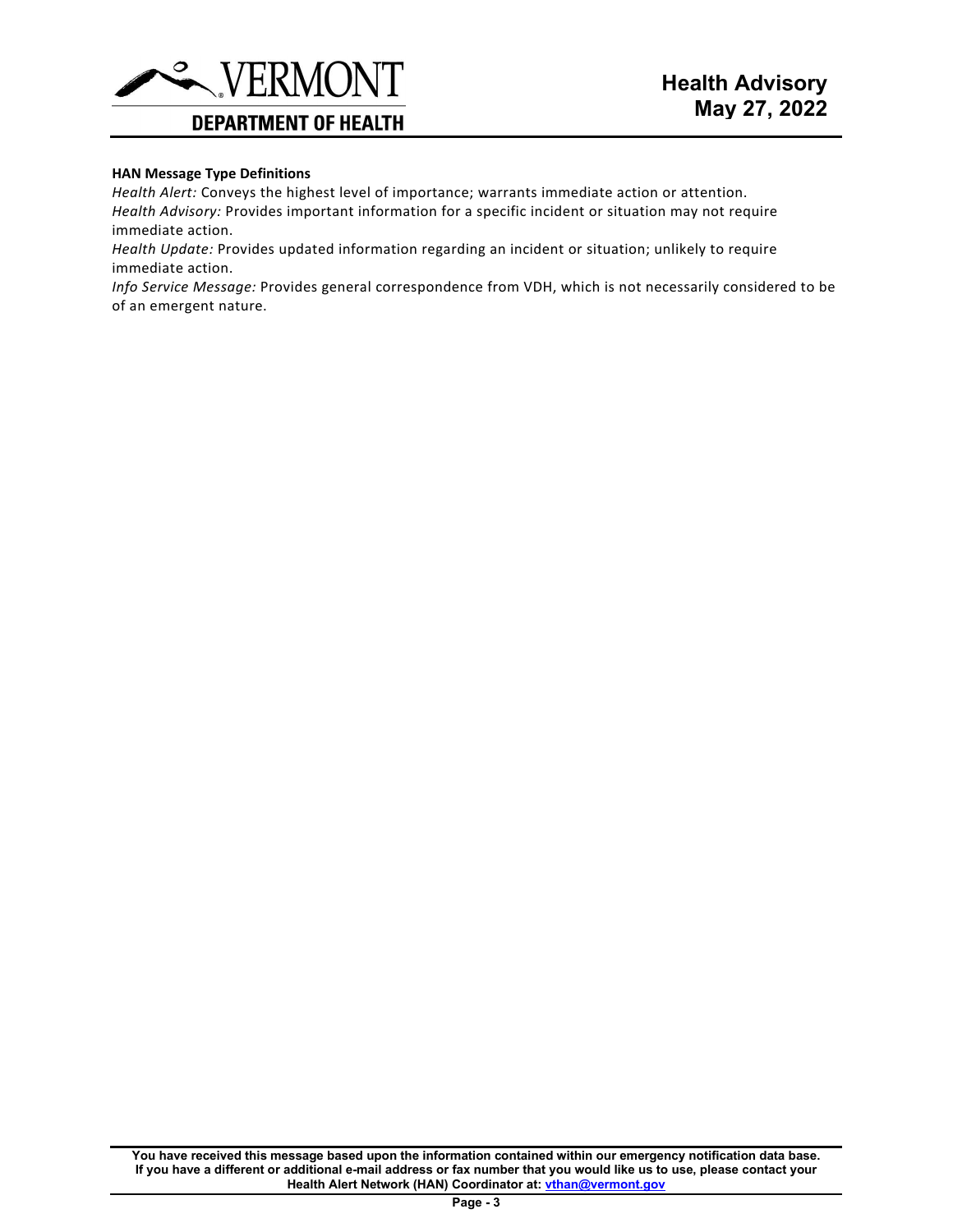**HAN Message Type Definitions**

*Health Alert:* Conveys the highest level of importance; warrants immediate action or attention.
*Health Advisory:* Provides important information for a specific incident or situation may not require immediate action.
*Health Update:* Provides updated information regarding an incident or situation; unlikely to require immediate action.
*Info Service Message:* Provides general correspondence from VDH, which is not necessarily considered to be of an emergent nature.